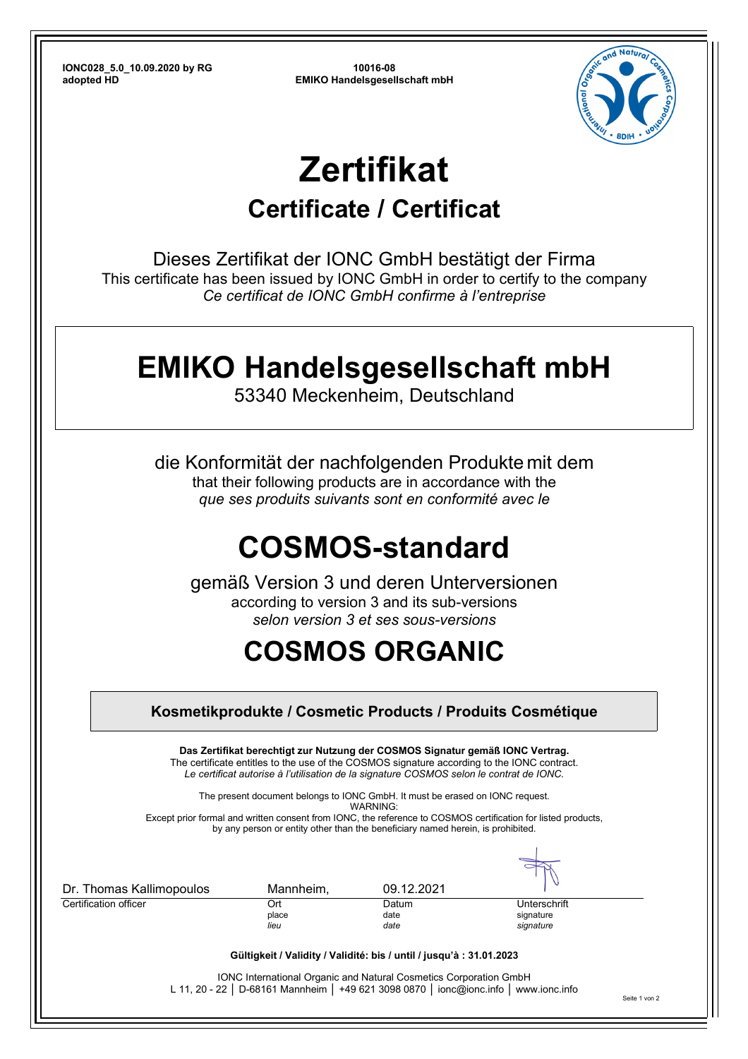**IONC028_5.0_10.09.2020 by RG**
**adopted HD**

**10016-08**
**EMIKO Handelsgesellschaft mbH**

# Zertifikat

## Certificate / Certificat

Dieses Zertifikat der IONC GmbH bestätigt der Firma
This certificate has been issued by IONC GmbH in order to certify to the company
*Ce certificat de IONC GmbH confirme à l'entreprise*

# EMIKO Handelsgesellschaft mbH

53340 Meckenheim, Deutschland

die Konformität der nachfolgenden Produkte mit dem
that their following products are in accordance with the
*que ses produits suivants sont en conformité avec le*

# COSMOS-standard

gemäß Version 3 und deren Unterversionen
according to version 3 and its sub-versions
*selon version 3 et ses sous-versions*

# COSMOS ORGANIC

**Kosmetikprodukte / Cosmetic Products / Produits Cosmétique**

**Das Zertifikat berechtigt zur Nutzung der COSMOS Signatur gemäß IONC Vertrag.**
The certificate entitles to the use of the COSMOS signature according to the IONC contract.
*Le certificat autorise à l'utilisation de la signature COSMOS selon le contrat de IONC.*

The present document belongs to IONC GmbH. It must be erased on IONC request.
WARNING:
Except prior formal and written consent from IONC, the reference to COSMOS certification for listed products, by any person or entity other than the beneficiary named herein, is prohibited.

| Dr. Thomas Kallimopoulos | Mannheim, | 09.12.2021 | |
|---|---|---|---|
| Certification officer | Ort<br>place<br>*lieu* | Datum<br>date<br>*date* | Unterschrift<br>signature<br>*signature* |

**Gültigkeit / Validity / Validité: bis / until / jusqu'à : 31.01.2023**

IONC International Organic and Natural Cosmetics Corporation GmbH
L 11, 20 - 22 │ D-68161 Mannheim │ +49 621 3098 0870 │ ionc@ionc.info │ www.ionc.info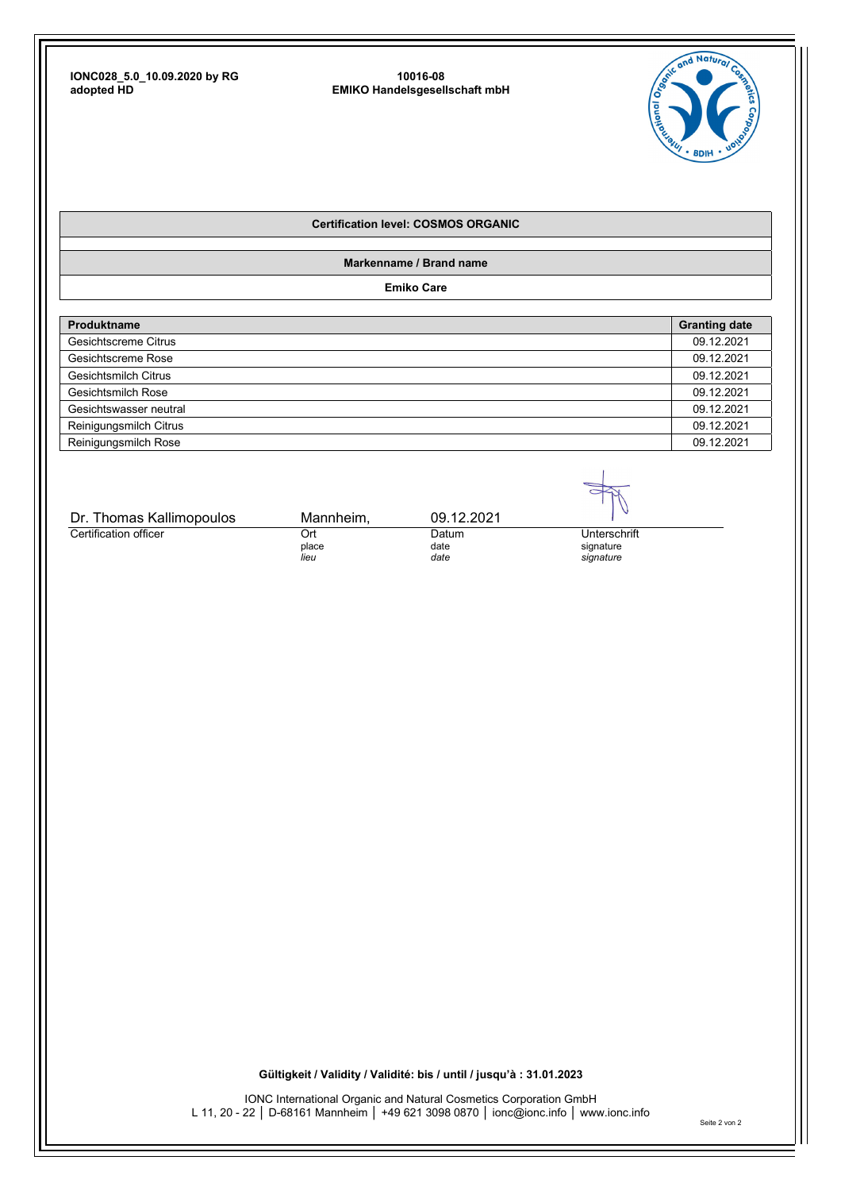**IONC028_5.0_10.09.2020 by RG**
**adopted HD**

**10016-08**
**EMIKO Handelsgesellschaft mbH**

| Certification level: COSMOS ORGANIC |
| --- |
| |
| **Markenname / Brand name** |
| **Emiko Care** |

| Produktname | Granting date |
| --- | --- |
| Gesichtscreme Citrus | 09.12.2021 |
| Gesichtscreme Rose | 09.12.2021 |
| Gesichtsmilch Citrus | 09.12.2021 |
| Gesichtsmilch Rose | 09.12.2021 |
| Gesichtswasser neutral | 09.12.2021 |
| Reinigungsmilch Citrus | 09.12.2021 |
| Reinigungsmilch Rose | 09.12.2021 |

| Dr. Thomas Kallimopoulos | Mannheim, | 09.12.2021 | |
| --- | --- | --- | --- |
| Certification officer | Ort<br>place<br>*lieu* | Datum<br>date<br>*date* | Unterschrift<br>signature<br>*signature* |

**Gültigkeit / Validity / Validité: bis / until / jusqu'à : 31.01.2023**

IONC International Organic and Natural Cosmetics Corporation GmbH
L 11, 20 - 22 │ D-68161 Mannheim │ +49 621 3098 0870 │ ionc@ionc.info │ www.ionc.info